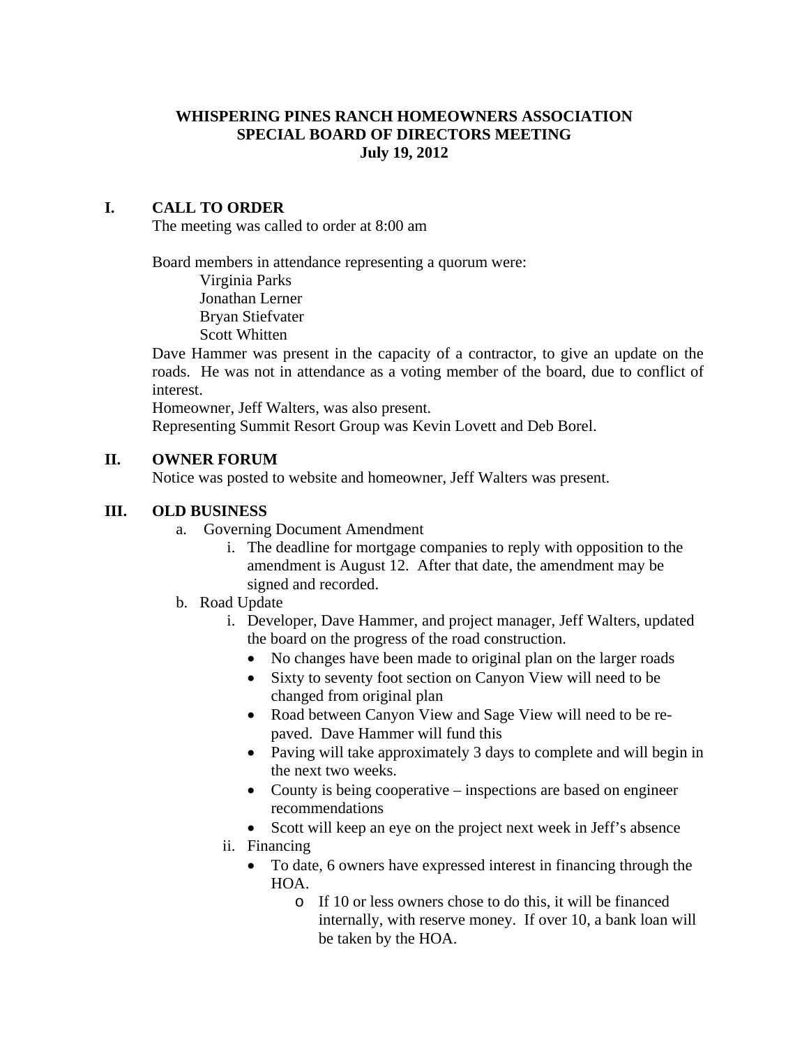# WHISPERING PINES RANCH HOMEOWNERS ASSOCIATION
## SPECIAL BOARD OF DIRECTORS MEETING
### July 19, 2012

## I. CALL TO ORDER

The meeting was called to order at 8:00 am

Board members in attendance representing a quorum were:

Virginia Parks
Jonathan Lerner
Bryan Stiefvater
Scott Whitten

Dave Hammer was present in the capacity of a contractor, to give an update on the roads. He was not in attendance as a voting member of the board, due to conflict of interest.

Homeowner, Jeff Walters, was also present.

Representing Summit Resort Group was Kevin Lovett and Deb Borel.

## II. OWNER FORUM

Notice was posted to website and homeowner, Jeff Walters was present.

## III. OLD BUSINESS

a. Governing Document Amendment

   i. The deadline for mortgage companies to reply with opposition to the amendment is August 12. After that date, the amendment may be signed and recorded.

b. Road Update

   i. Developer, Dave Hammer, and project manager, Jeff Walters, updated the board on the progress of the road construction.

   - No changes have been made to original plan on the larger roads
   - Sixty to seventy foot section on Canyon View will need to be changed from original plan
   - Road between Canyon View and Sage View will need to be re-paved. Dave Hammer will fund this
   - Paving will take approximately 3 days to complete and will begin in the next two weeks.
   - County is being cooperative – inspections are based on engineer recommendations
   - Scott will keep an eye on the project next week in Jeff's absence

   ii. Financing

   - To date, 6 owners have expressed interest in financing through the HOA.
     - If 10 or less owners chose to do this, it will be financed internally, with reserve money. If over 10, a bank loan will be taken by the HOA.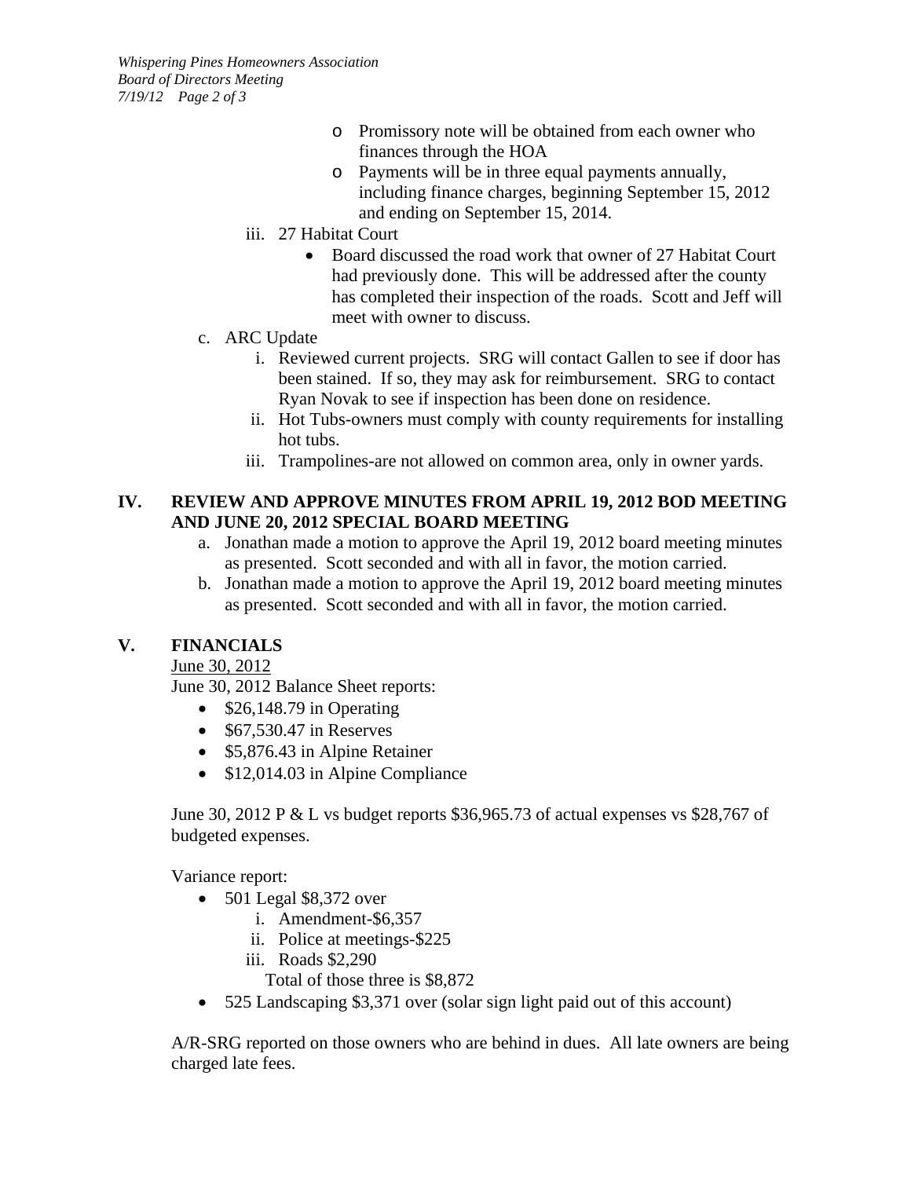- Promissory note will be obtained from each owner who finances through the HOA
- Payments will be in three equal payments annually, including finance charges, beginning September 15, 2012 and ending on September 15, 2014.

iii. 27 Habitat Court

- Board discussed the road work that owner of 27 Habitat Court had previously done. This will be addressed after the county has completed their inspection of the roads. Scott and Jeff will meet with owner to discuss.

c. ARC Update

i. Reviewed current projects. SRG will contact Gallen to see if door has been stained. If so, they may ask for reimbursement. SRG to contact Ryan Novak to see if inspection has been done on residence.

ii. Hot Tubs-owners must comply with county requirements for installing hot tubs.

iii. Trampolines-are not allowed on common area, only in owner yards.

## IV. REVIEW AND APPROVE MINUTES FROM APRIL 19, 2012 BOD MEETING AND JUNE 20, 2012 SPECIAL BOARD MEETING

a. Jonathan made a motion to approve the April 19, 2012 board meeting minutes as presented. Scott seconded and with all in favor, the motion carried.

b. Jonathan made a motion to approve the April 19, 2012 board meeting minutes as presented. Scott seconded and with all in favor, the motion carried.

## V. FINANCIALS

June 30, 2012

June 30, 2012 Balance Sheet reports:

- $26,148.79 in Operating
- $67,530.47 in Reserves
- $5,876.43 in Alpine Retainer
- $12,014.03 in Alpine Compliance

June 30, 2012 P & L vs budget reports $36,965.73 of actual expenses vs $28,767 of budgeted expenses.

Variance report:

- 501 Legal $8,372 over
  - i. Amendment-$6,357
  - ii. Police at meetings-$225
  - iii. Roads $2,290

  Total of those three is $8,872
- 525 Landscaping $3,371 over (solar sign light paid out of this account)

A/R-SRG reported on those owners who are behind in dues. All late owners are being charged late fees.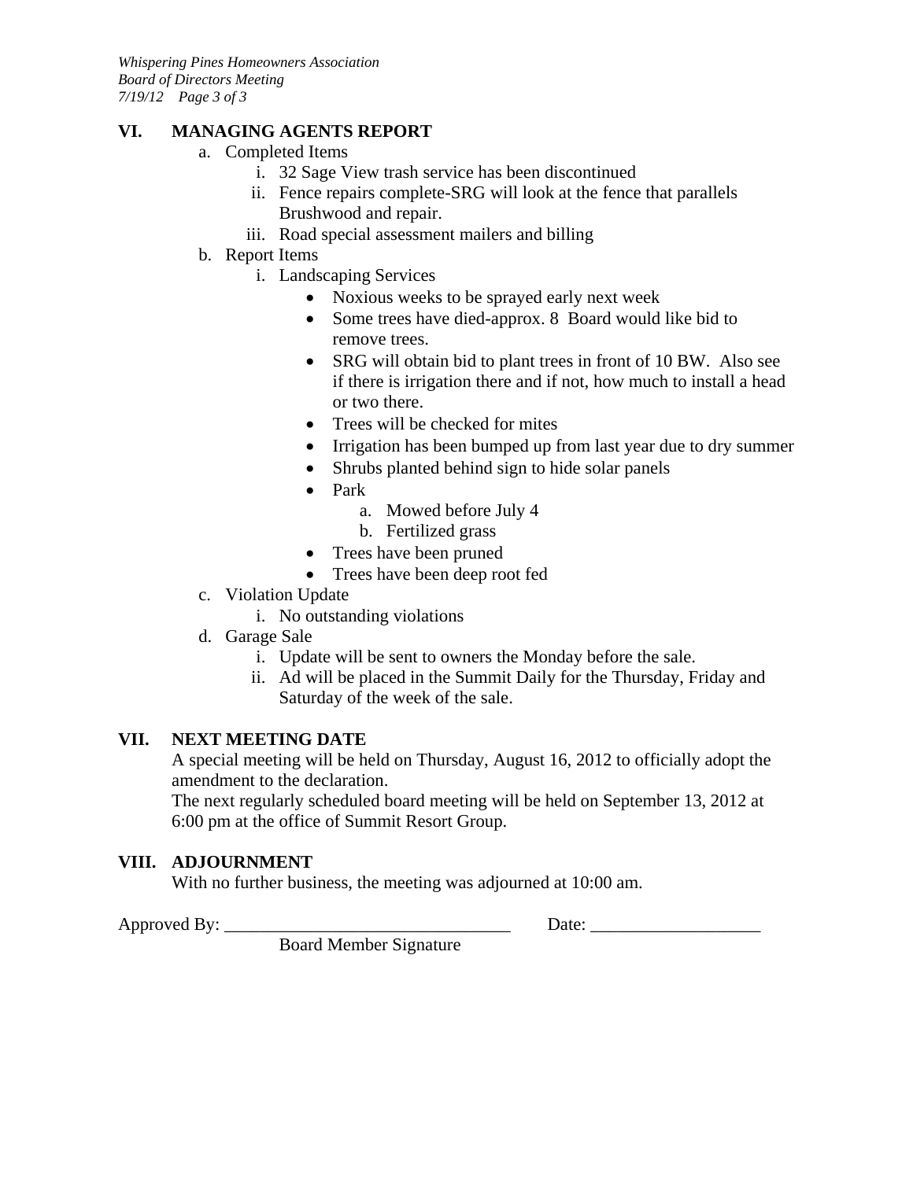## VI. MANAGING AGENTS REPORT

a. Completed Items
   i. 32 Sage View trash service has been discontinued
   ii. Fence repairs complete-SRG will look at the fence that parallels Brushwood and repair.
   iii. Road special assessment mailers and billing

b. Report Items
   i. Landscaping Services
      - Noxious weeks to be sprayed early next week
      - Some trees have died-approx. 8 Board would like bid to remove trees.
      - SRG will obtain bid to plant trees in front of 10 BW. Also see if there is irrigation there and if not, how much to install a head or two there.
      - Trees will be checked for mites
      - Irrigation has been bumped up from last year due to dry summer
      - Shrubs planted behind sign to hide solar panels
      - Park
         a. Mowed before July 4
         b. Fertilized grass
      - Trees have been pruned
      - Trees have been deep root fed

c. Violation Update
   i. No outstanding violations

d. Garage Sale
   i. Update will be sent to owners the Monday before the sale.
   ii. Ad will be placed in the Summit Daily for the Thursday, Friday and Saturday of the week of the sale.

## VII. NEXT MEETING DATE

A special meeting will be held on Thursday, August 16, 2012 to officially adopt the amendment to the declaration.

The next regularly scheduled board meeting will be held on September 13, 2012 at 6:00 pm at the office of Summit Resort Group.

## VIII. ADJOURNMENT

With no further business, the meeting was adjourned at 10:00 am.

Approved By: ________________________________ Date: ___________________

Board Member Signature